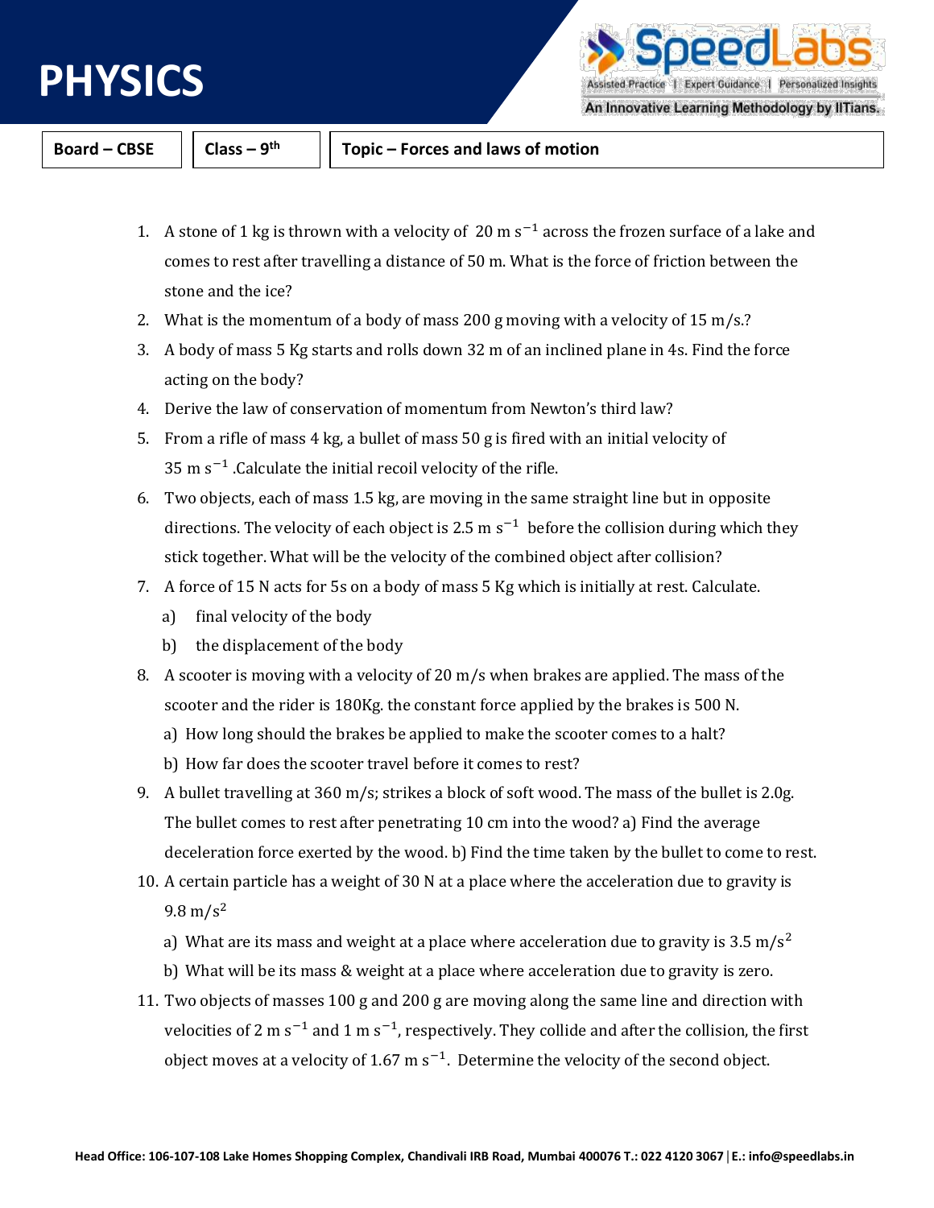# PHYSICS

| Board – CBSE | Class – 9th | Topic – Forces and laws of motion |
|---|---|---|

1. A stone of 1 kg is thrown with a velocity of $20 \text{ m s}^{-1}$ across the frozen surface of a lake and comes to rest after travelling a distance of 50 m. What is the force of friction between the stone and the ice?
2. What is the momentum of a body of mass 200 g moving with a velocity of 15 m/s.?
3. A body of mass 5 Kg starts and rolls down 32 m of an inclined plane in 4s. Find the force acting on the body?
4. Derive the law of conservation of momentum from Newton's third law?
5. From a rifle of mass 4 kg, a bullet of mass 50 g is fired with an initial velocity of $35 \text{ m s}^{-1}$ .Calculate the initial recoil velocity of the rifle.
6. Two objects, each of mass 1.5 kg, are moving in the same straight line but in opposite directions. The velocity of each object is $2.5 \text{ m s}^{-1}$ before the collision during which they stick together. What will be the velocity of the combined object after collision?
7. A force of 15 N acts for 5s on a body of mass 5 Kg which is initially at rest. Calculate.
   a) final velocity of the body
   b) the displacement of the body
8. A scooter is moving with a velocity of 20 m/s when brakes are applied. The mass of the scooter and the rider is 180Kg. the constant force applied by the brakes is 500 N.
   a) How long should the brakes be applied to make the scooter comes to a halt?
   b) How far does the scooter travel before it comes to rest?
9. A bullet travelling at 360 m/s; strikes a block of soft wood. The mass of the bullet is 2.0g. The bullet comes to rest after penetrating 10 cm into the wood? a) Find the average deceleration force exerted by the wood. b) Find the time taken by the bullet to come to rest.
10. A certain particle has a weight of 30 N at a place where the acceleration due to gravity is $9.8 \text{ m/s}^2$
    a) What are its mass and weight at a place where acceleration due to gravity is $3.5 \text{ m/s}^2$
    b) What will be its mass & weight at a place where acceleration due to gravity is zero.
11. Two objects of masses 100 g and 200 g are moving along the same line and direction with velocities of $2 \text{ m s}^{-1}$ and $1 \text{ m s}^{-1}$, respectively. They collide and after the collision, the first object moves at a velocity of $1.67 \text{ m s}^{-1}$. Determine the velocity of the second object.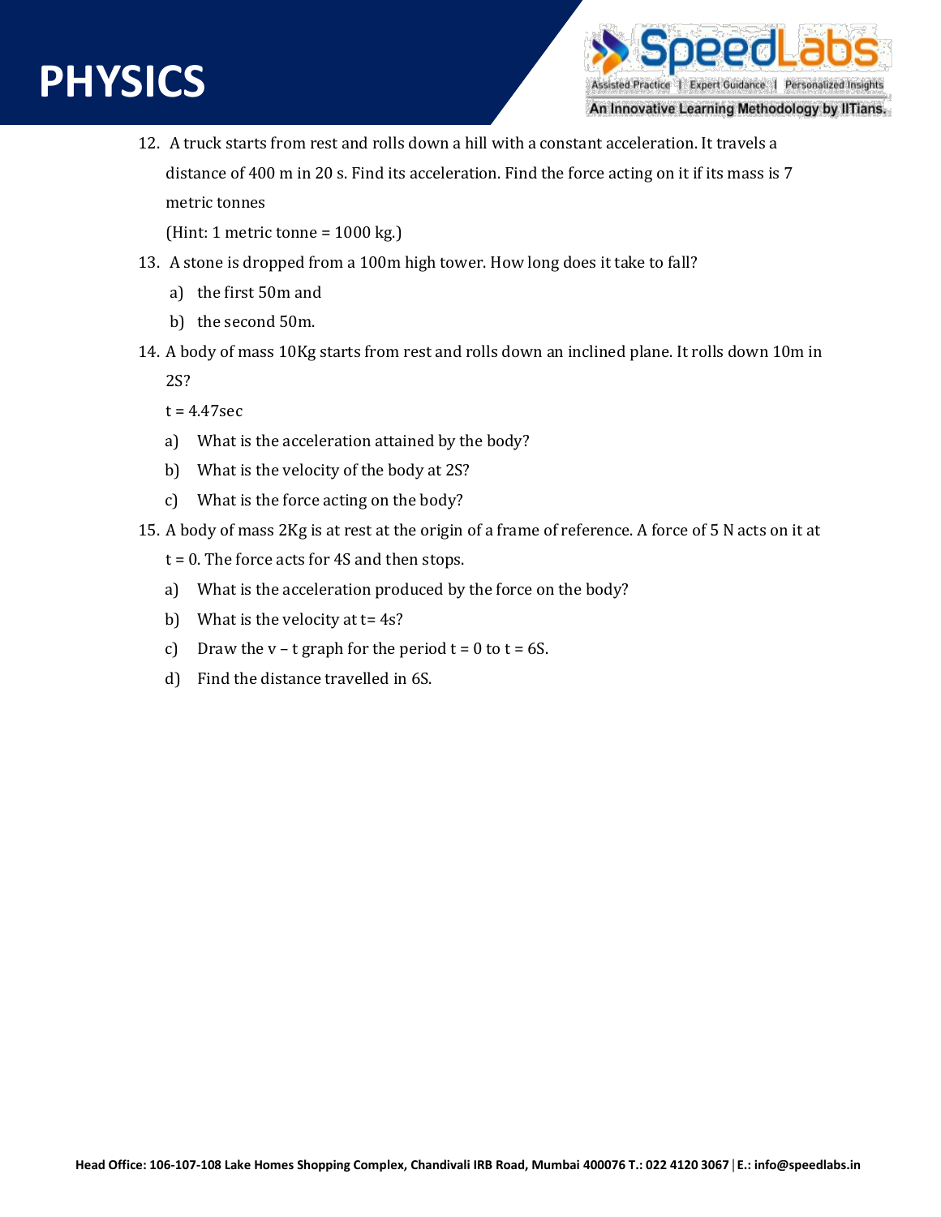12. A truck starts from rest and rolls down a hill with a constant acceleration. It travels a distance of 400 m in 20 s. Find its acceleration. Find the force acting on it if its mass is 7 metric tonnes

    (Hint: 1 metric tonne = 1000 kg.)

13. A stone is dropped from a 100m high tower. How long does it take to fall?

    a) the first 50m and

    b) the second 50m.

14. A body of mass 10Kg starts from rest and rolls down an inclined plane. It rolls down 10m in 2S?

    t = 4.47sec

    a) What is the acceleration attained by the body?

    b) What is the velocity of the body at 2S?

    c) What is the force acting on the body?

15. A body of mass 2Kg is at rest at the origin of a frame of reference. A force of 5 N acts on it at t = 0. The force acts for 4S and then stops.

    a) What is the acceleration produced by the force on the body?

    b) What is the velocity at t= 4s?

    c) Draw the v – t graph for the period t = 0 to t = 6S.

    d) Find the distance travelled in 6S.